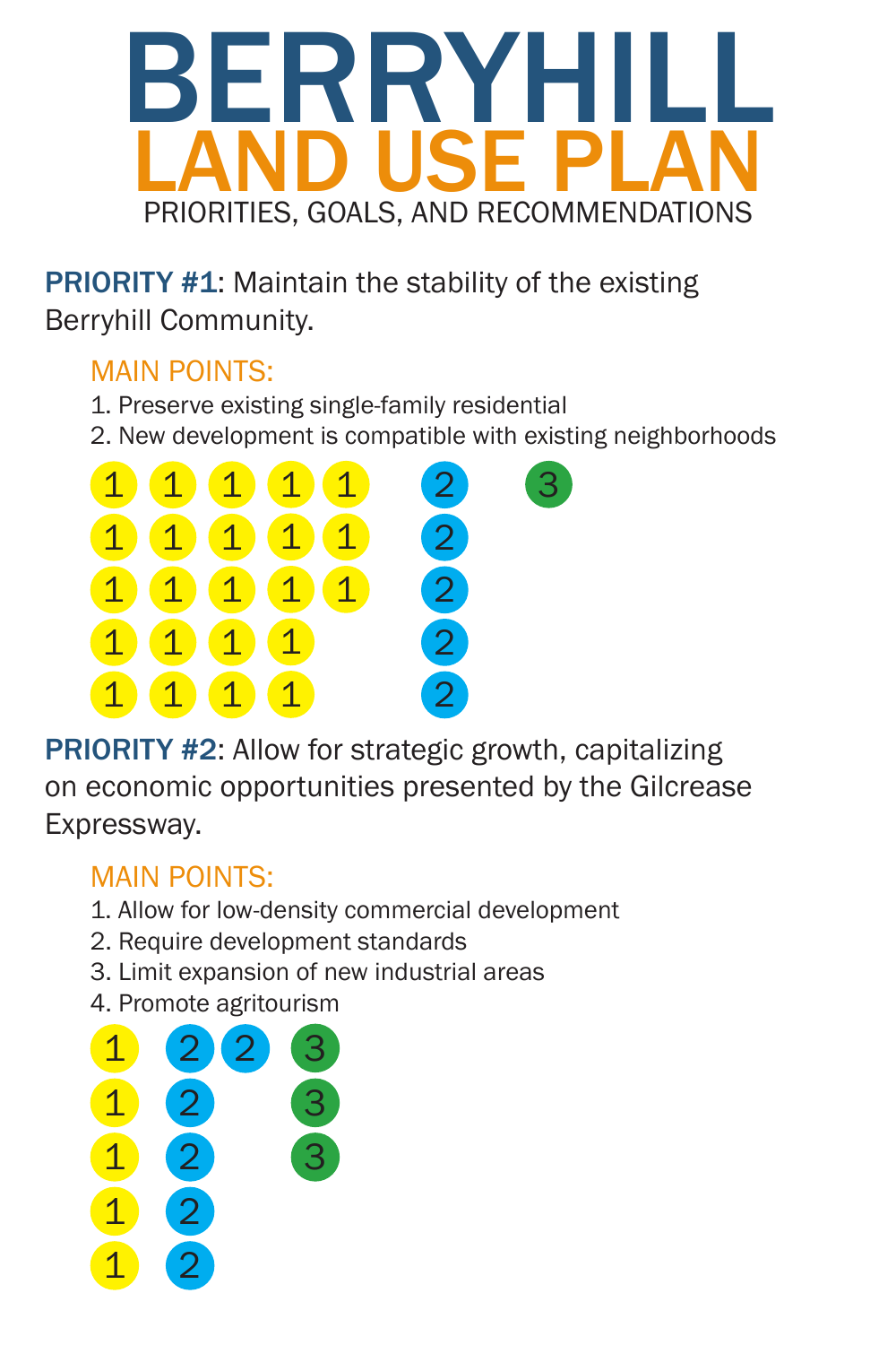# BERRYHILL
# LAND USE PLAN

PRIORITIES, GOALS, AND RECOMMENDATIONS

**PRIORITY #1**: Maintain the stability of the existing Berryhill Community.

MAIN POINTS:

1. Preserve existing single-family residential
2. New development is compatible with existing neighborhoods

1 1 1 1 1  2  3
1 1 1 1 1  2
1 1 1 1 1  2
1 1 1 1  2
1 1 1 1  2

**PRIORITY #2**: Allow for strategic growth, capitalizing on economic opportunities presented by the Gilcrease Expressway.

MAIN POINTS:

1. Allow for low-density commercial development
2. Require development standards
3. Limit expansion of new industrial areas
4. Promote agritourism

1  2 2  3
1  2  3
1  2  3
1  2
1  2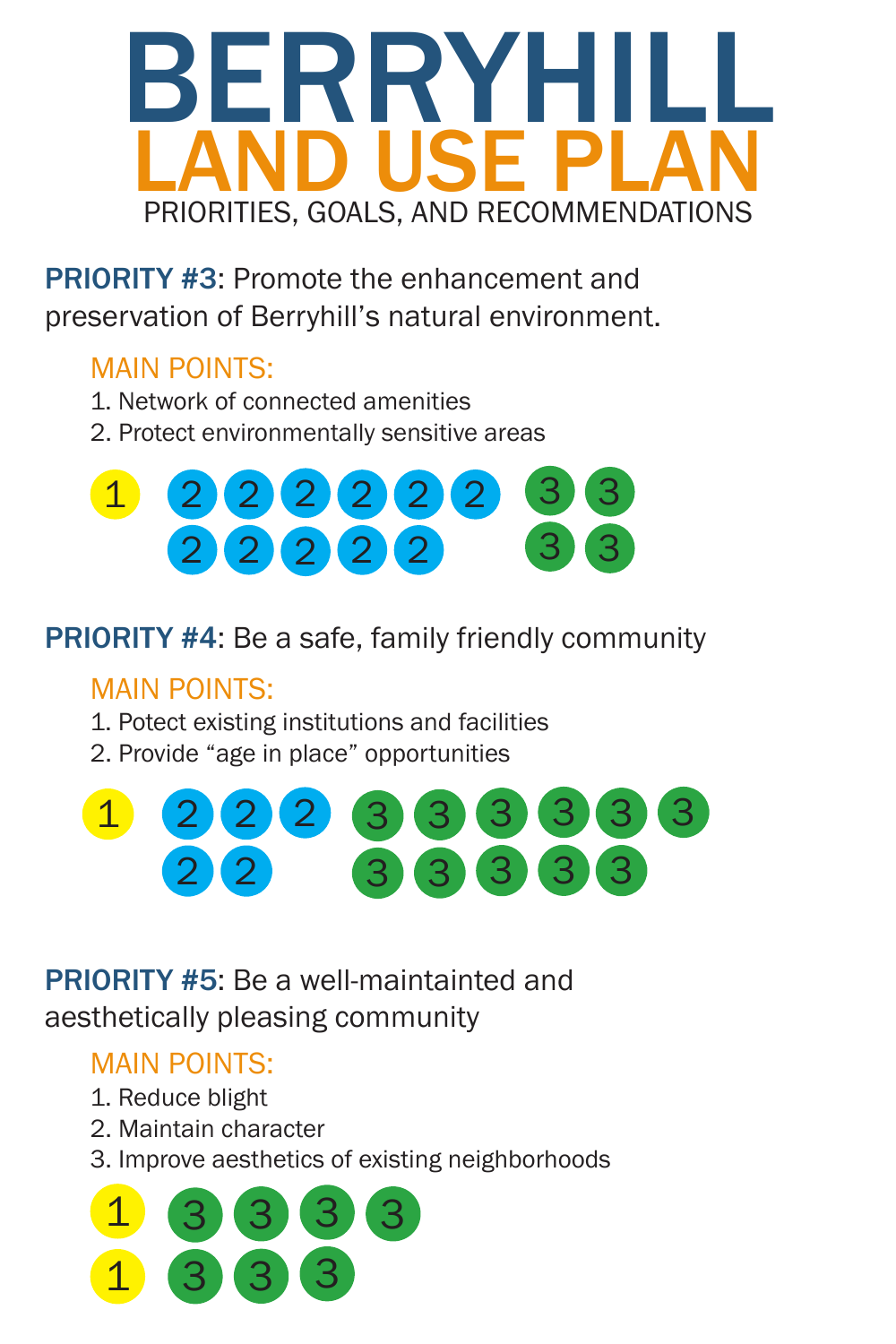# BERRYHILL

## LAND USE PLAN

PRIORITIES, GOALS, AND RECOMMENDATIONS

**PRIORITY #3**: Promote the enhancement and preservation of Berryhill's natural environment.

MAIN POINTS:

1. Network of connected amenities
2. Protect environmentally sensitive areas

1 2 2 2 2 2 2 3 3
2 2 2 2 2 3 3

**PRIORITY #4**: Be a safe, family friendly community

MAIN POINTS:

1. Potect existing institutions and facilities
2. Provide "age in place" opportunities

1 2 2 2 3 3 3 3 3 3
2 2 3 3 3 3 3

**PRIORITY #5**: Be a well-maintainted and aesthetically pleasing community

MAIN POINTS:

1. Reduce blight
2. Maintain character
3. Improve aesthetics of existing neighborhoods

1 3 3 3 3
1 3 3 3